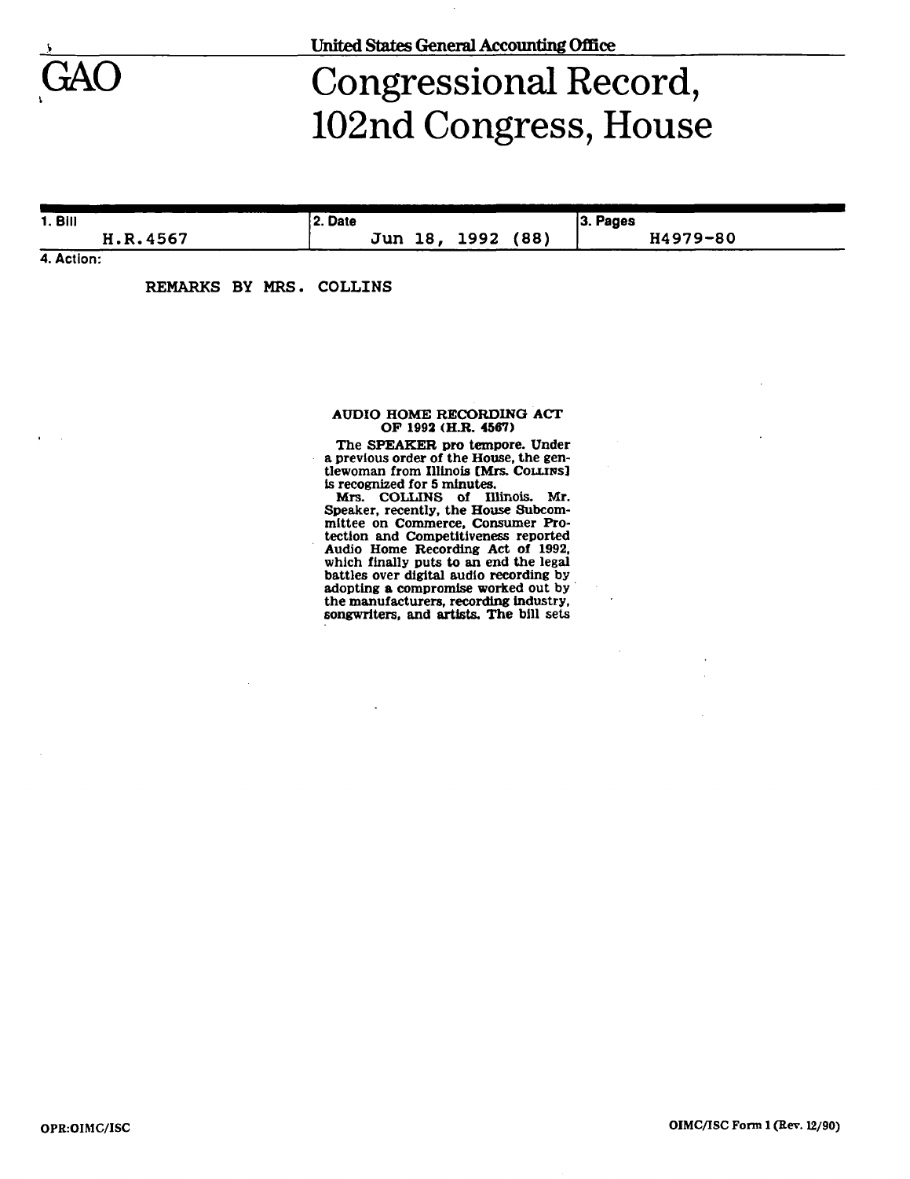United States General Accounting Office

# GAO Congressional Record, 102nd Congress, House

| 1. Bill | 2. Date | 3. Pages |
| --- | --- | --- |
| H.R.4567 | Jun 18, 1992 (88) | H4979-80 |

4. Action:

REMARKS BY MRS. COLLINS

### AUDIO HOME RECORDING ACT OF 1992 (H.R. 4567)

The SPEAKER pro tempore. Under a previous order of the House, the gentlewoman from Illinois [Mrs. COLLINS] is recognized for 5 minutes.

Mrs. COLLINS of Illinois. Mr. Speaker, recently, the House Subcommittee on Commerce, Consumer Protection and Competitiveness reported Audio Home Recording Act of 1992, which finally puts to an end the legal battles over digital audio recording by adopting a compromise worked out by the manufacturers, recording industry, songwriters, and artists. The bill sets

OPR:OIMC/ISC

OIMC/ISC Form 1 (Rev. 12/90)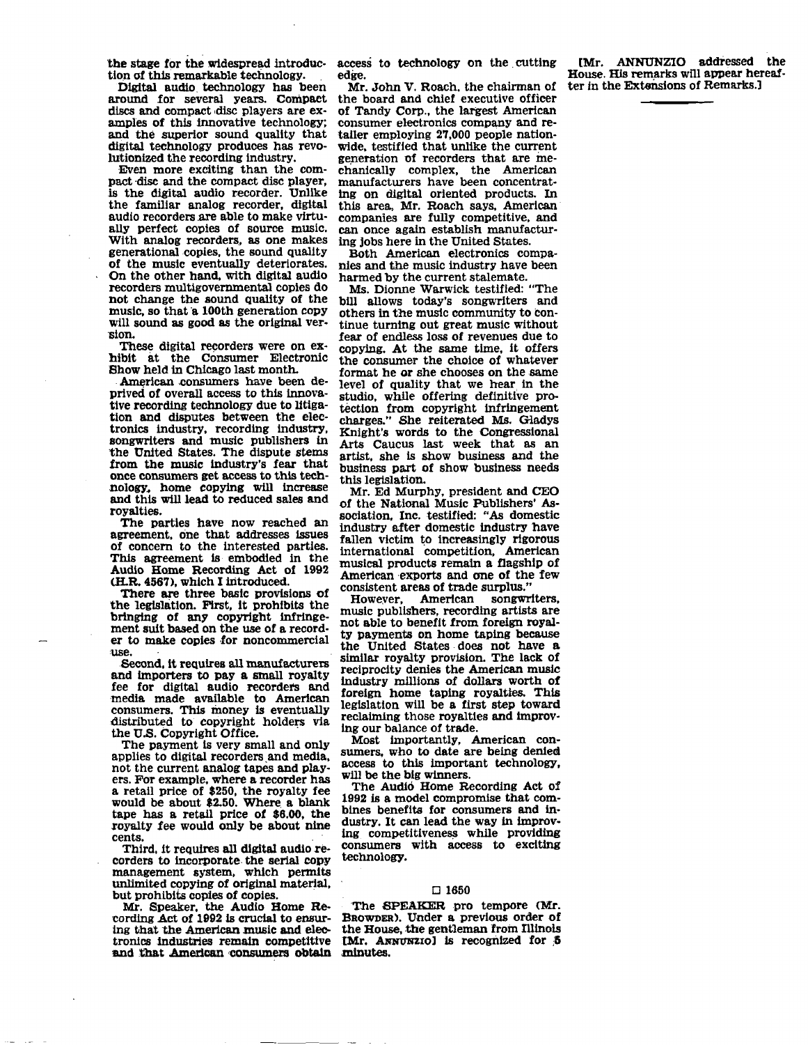the stage for the widespread introduction of this remarkable technology.

Digital audio technology has been around for several years. Compact discs and compact disc players are examples of this innovative technology; and the superior sound quality that digital technology produces has revolutionized the recording industry.

Even more exciting than the compact disc and the compact disc player, is the digital audio recorder. Unlike the familiar analog recorder, digital audio recorders are able to make virtually perfect copies of source music. With analog recorders, as one makes generational copies, the sound quality of the music eventually deteriorates. On the other hand, with digital audio recorders multigovernmental copies do not change the sound quality of the music, so that a 100th generation copy will sound as good as the original version.

These digital recorders were on exhibit at the Consumer Electronic Show held in Chicago last month.

American consumers have been deprived of overall access to this innovative recording technology due to litigation and disputes between the electronics industry, recording industry, songwriters and music publishers in the United States. The dispute stems from the music industry's fear that once consumers get access to this technology, home copying will increase and this will lead to reduced sales and royalties.

The parties have now reached an agreement, one that addresses issues of concern to the interested parties. This agreement is embodied in the Audio Home Recording Act of 1992 (H.R. 4567), which I introduced.

There are three basic provisions of the legislation. First, it prohibits the bringing of any copyright infringement suit based on the use of a recorder to make copies for noncommercial use.

Second, it requires all manufacturers and importers to pay a small royalty fee for digital audio recorders and media made available to American consumers. This money is eventually distributed to copyright holders via the U.S. Copyright Office.

The payment is very small and only applies to digital recorders and media, not the current analog tapes and players. For example, where a recorder has a retail price of $250, the royalty fee would be about $2.50. Where a blank tape has a retail price of $6.00, the royalty fee would only be about nine cents.

Third, it requires all digital audio recorders to incorporate the serial copy management system, which permits unlimited copying of original material, but prohibits copies of copies.

Mr. Speaker, the Audio Home Recording Act of 1992 is crucial to ensuring that the American music and electronics industries remain competitive and that American consumers obtain access to technology on the cutting edge.

Mr. John V. Roach, the chairman of the board and chief executive officer of Tandy Corp., the largest American consumer electronics company and retailer employing 27,000 people nationwide, testified that unlike the current generation of recorders that are mechanically complex, the American manufacturers have been concentrating on digital oriented products. In this area, Mr. Roach says, American companies are fully competitive, and can once again establish manufacturing jobs here in the United States.

Both American electronics companies and the music industry have been harmed by the current stalemate.

Ms. Dionne Warwick testified: "The bill allows today's songwriters and others in the music community to continue turning out great music without fear of endless loss of revenues due to copying. At the same time, it offers the consumer the choice of whatever format he or she chooses on the same level of quality that we hear in the studio, while offering definitive protection from copyright infringement charges." She reiterated Ms. Gladys Knight's words to the Congressional Arts Caucus last week that as an artist, she is show business and the business part of show business needs this legislation.

Mr. Ed Murphy, president and CEO of the National Music Publishers' Association, Inc. testified: "As domestic industry after domestic industry have fallen victim to increasingly rigorous international competition, American musical products remain a flagship of American exports and one of the few consistent areas of trade surplus."

However, American songwriters, music publishers, recording artists are not able to benefit from foreign royalty payments on home taping because the United States does not have a similar royalty provision. The lack of reciprocity denies the American music industry millions of dollars worth of foreign home taping royalties. This legislation will be a first step toward reclaiming those royalties and improving our balance of trade.

Most importantly, American consumers, who to date are being denied access to this important technology, will be the big winners.

The Audio Home Recording Act of 1992 is a model compromise that combines benefits for consumers and industry. It can lead the way in improving competitiveness while providing consumers with access to exciting technology.

□ 1650

The SPEAKER pro tempore (Mr. BROWDER). Under a previous order of the House, the gentleman from Illinois [Mr. ANNUNZIO] is recognized for 5 minutes.

[Mr. ANNUNZIO addressed the House. His remarks will appear hereafter in the Extensions of Remarks.]